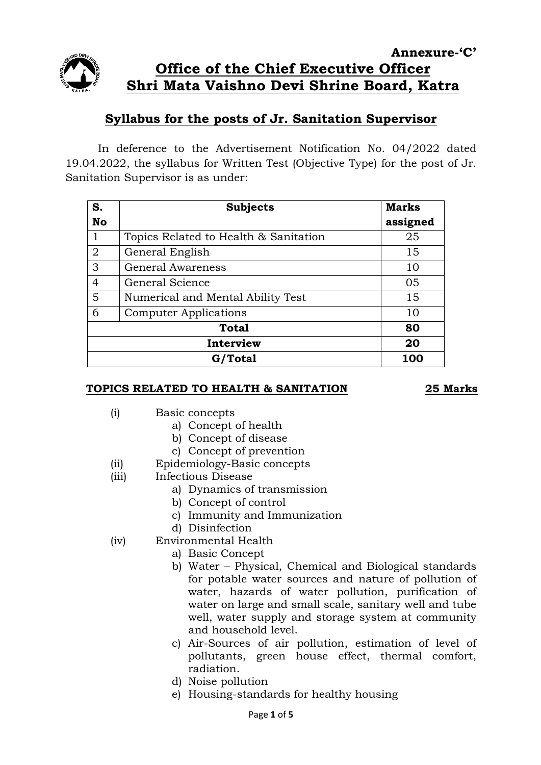**Annexure-'C'**

# Office of the Chief Executive Officer
# Shri Mata Vaishno Devi Shrine Board, Katra

## Syllabus for the posts of Jr. Sanitation Supervisor

In deference to the Advertisement Notification No. 04/2022 dated 19.04.2022, the syllabus for Written Test (Objective Type) for the post of Jr. Sanitation Supervisor is as under:

| S. No | Subjects | Marks assigned |
|---|---|---|
| 1 | Topics Related to Health & Sanitation | 25 |
| 2 | General English | 15 |
| 3 | General Awareness | 10 |
| 4 | General Science | 05 |
| 5 | Numerical and Mental Ability Test | 15 |
| 6 | Computer Applications | 10 |
| **Total** | | **80** |
| **Interview** | | **20** |
| **G/Total** | | **100** |

**TOPICS RELATED TO HEALTH & SANITATION** **25 Marks**

(i) Basic concepts
- a) Concept of health
- b) Concept of disease
- c) Concept of prevention

(ii) Epidemiology-Basic concepts

(iii) Infectious Disease
- a) Dynamics of transmission
- b) Concept of control
- c) Immunity and Immunization
- d) Disinfection

(iv) Environmental Health
- a) Basic Concept
- b) Water – Physical, Chemical and Biological standards for potable water sources and nature of pollution of water, hazards of water pollution, purification of water on large and small scale, sanitary well and tube well, water supply and storage system at community and household level.
- c) Air-Sources of air pollution, estimation of level of pollutants, green house effect, thermal comfort, radiation.
- d) Noise pollution
- e) Housing-standards for healthy housing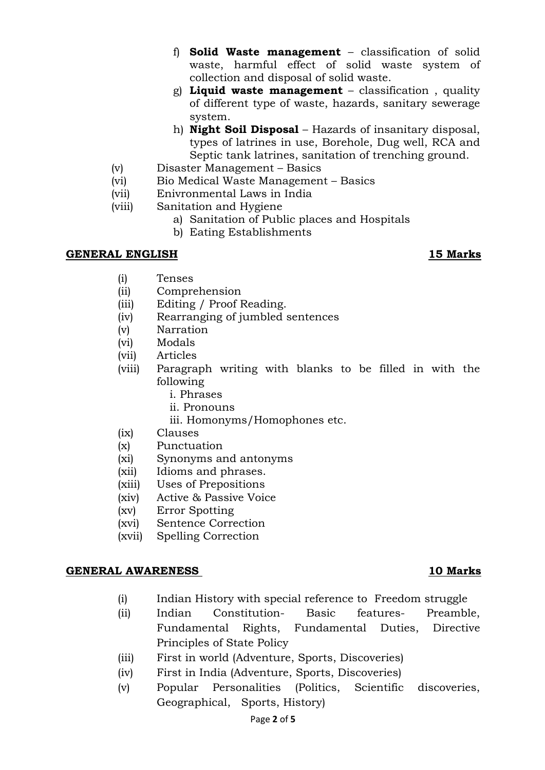f) **Solid Waste management** – classification of solid waste, harmful effect of solid waste system of collection and disposal of solid waste.

g) **Liquid waste management** – classification , quality of different type of waste, hazards, sanitary sewerage system.

h) **Night Soil Disposal** – Hazards of insanitary disposal, types of latrines in use, Borehole, Dug well, RCA and Septic tank latrines, sanitation of trenching ground.

(v) Disaster Management – Basics

(vi) Bio Medical Waste Management – Basics

(vii) Enivronmental Laws in India

(viii) Sanitation and Hygiene

- a) Sanitation of Public places and Hospitals
- b) Eating Establishments

## GENERAL ENGLISH — 15 Marks

(i) Tenses

(ii) Comprehension

(iii) Editing / Proof Reading.

(iv) Rearranging of jumbled sentences

(v) Narration

(vi) Modals

(vii) Articles

(viii) Paragraph writing with blanks to be filled in with the following

- i. Phrases
- ii. Pronouns
- iii. Homonyms/Homophones etc.

(ix) Clauses

(x) Punctuation

(xi) Synonyms and antonyms

(xii) Idioms and phrases.

(xiii) Uses of Prepositions

(xiv) Active & Passive Voice

(xv) Error Spotting

(xvi) Sentence Correction

(xvii) Spelling Correction

## GENERAL AWARENESS — 10 Marks

(i) Indian History with special reference to Freedom struggle

(ii) Indian Constitution- Basic features- Preamble, Fundamental Rights, Fundamental Duties, Directive Principles of State Policy

(iii) First in world (Adventure, Sports, Discoveries)

(iv) First in India (Adventure, Sports, Discoveries)

(v) Popular Personalities (Politics, Scientific discoveries, Geographical, Sports, History)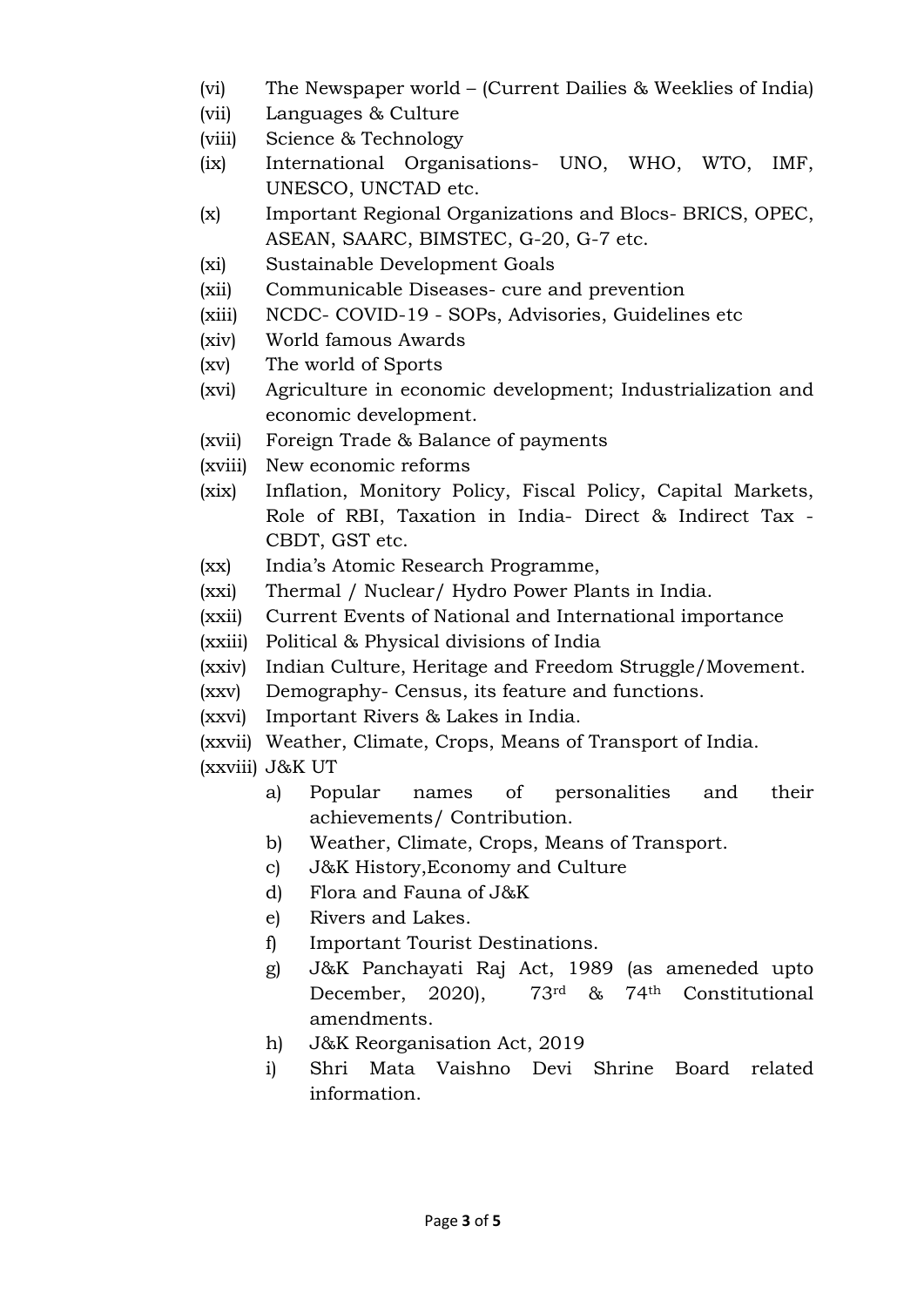(vi) The Newspaper world – (Current Dailies & Weeklies of India)
(vii) Languages & Culture
(viii) Science & Technology
(ix) International Organisations- UNO, WHO, WTO, IMF, UNESCO, UNCTAD etc.
(x) Important Regional Organizations and Blocs- BRICS, OPEC, ASEAN, SAARC, BIMSTEC, G-20, G-7 etc.
(xi) Sustainable Development Goals
(xii) Communicable Diseases- cure and prevention
(xiii) NCDC- COVID-19 - SOPs, Advisories, Guidelines etc
(xiv) World famous Awards
(xv) The world of Sports
(xvi) Agriculture in economic development; Industrialization and economic development.
(xvii) Foreign Trade & Balance of payments
(xviii) New economic reforms
(xix) Inflation, Monitory Policy, Fiscal Policy, Capital Markets, Role of RBI, Taxation in India- Direct & Indirect Tax - CBDT, GST etc.
(xx) India's Atomic Research Programme,
(xxi) Thermal / Nuclear/ Hydro Power Plants in India.
(xxii) Current Events of National and International importance
(xxiii) Political & Physical divisions of India
(xxiv) Indian Culture, Heritage and Freedom Struggle/Movement.
(xxv) Demography- Census, its feature and functions.
(xxvi) Important Rivers & Lakes in India.
(xxvii) Weather, Climate, Crops, Means of Transport of India.
(xxviii) J&K UT
   a) Popular names of personalities and their achievements/ Contribution.
   b) Weather, Climate, Crops, Means of Transport.
   c) J&K History,Economy and Culture
   d) Flora and Fauna of J&K
   e) Rivers and Lakes.
   f) Important Tourist Destinations.
   g) J&K Panchayati Raj Act, 1989 (as ameneded upto December, 2020), 73rd & 74th Constitutional amendments.
   h) J&K Reorganisation Act, 2019
   i) Shri Mata Vaishno Devi Shrine Board related information.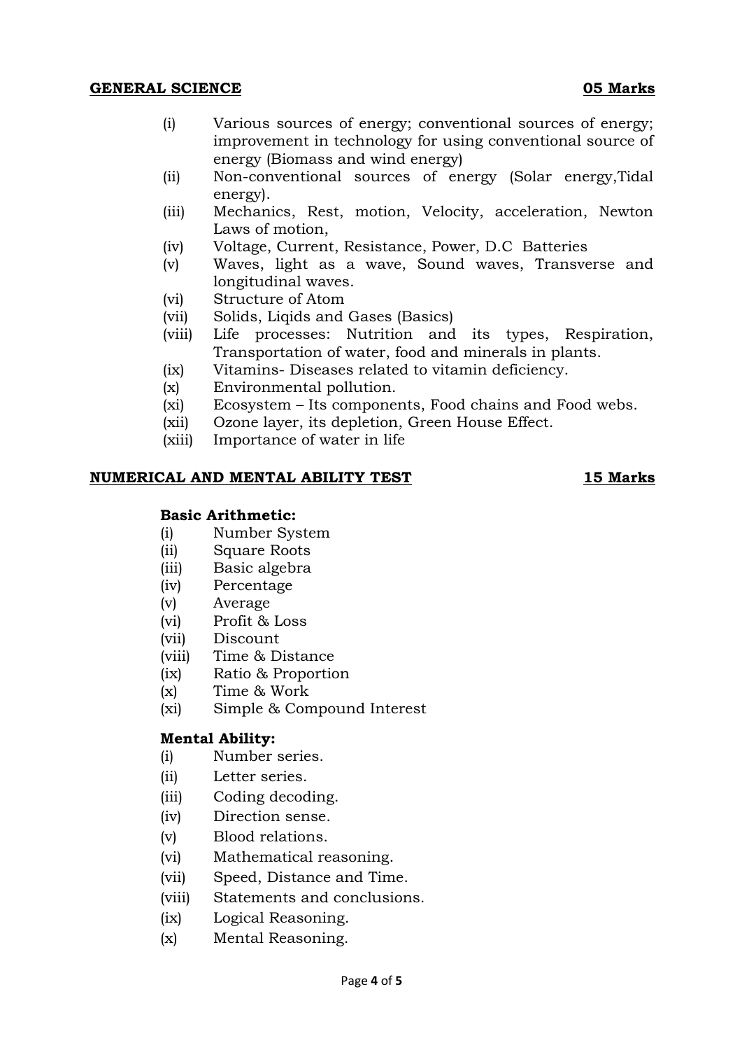## GENERAL SCIENCE — 05 Marks

(i) Various sources of energy; conventional sources of energy; improvement in technology for using conventional source of energy (Biomass and wind energy)

(ii) Non-conventional sources of energy (Solar energy,Tidal energy).

(iii) Mechanics, Rest, motion, Velocity, acceleration, Newton Laws of motion,

(iv) Voltage, Current, Resistance, Power, D.C Batteries

(v) Waves, light as a wave, Sound waves, Transverse and longitudinal waves.

(vi) Structure of Atom

(vii) Solids, Liqids and Gases (Basics)

(viii) Life processes: Nutrition and its types, Respiration, Transportation of water, food and minerals in plants.

(ix) Vitamins- Diseases related to vitamin deficiency.

(x) Environmental pollution.

(xi) Ecosystem – Its components, Food chains and Food webs.

(xii) Ozone layer, its depletion, Green House Effect.

(xiii) Importance of water in life

## NUMERICAL AND MENTAL ABILITY TEST — 15 Marks

**Basic Arithmetic:**

(i) Number System

(ii) Square Roots

(iii) Basic algebra

(iv) Percentage

(v) Average

(vi) Profit & Loss

(vii) Discount

(viii) Time & Distance

(ix) Ratio & Proportion

(x) Time & Work

(xi) Simple & Compound Interest

**Mental Ability:**

(i) Number series.

(ii) Letter series.

(iii) Coding decoding.

(iv) Direction sense.

(v) Blood relations.

(vi) Mathematical reasoning.

(vii) Speed, Distance and Time.

(viii) Statements and conclusions.

(ix) Logical Reasoning.

(x) Mental Reasoning.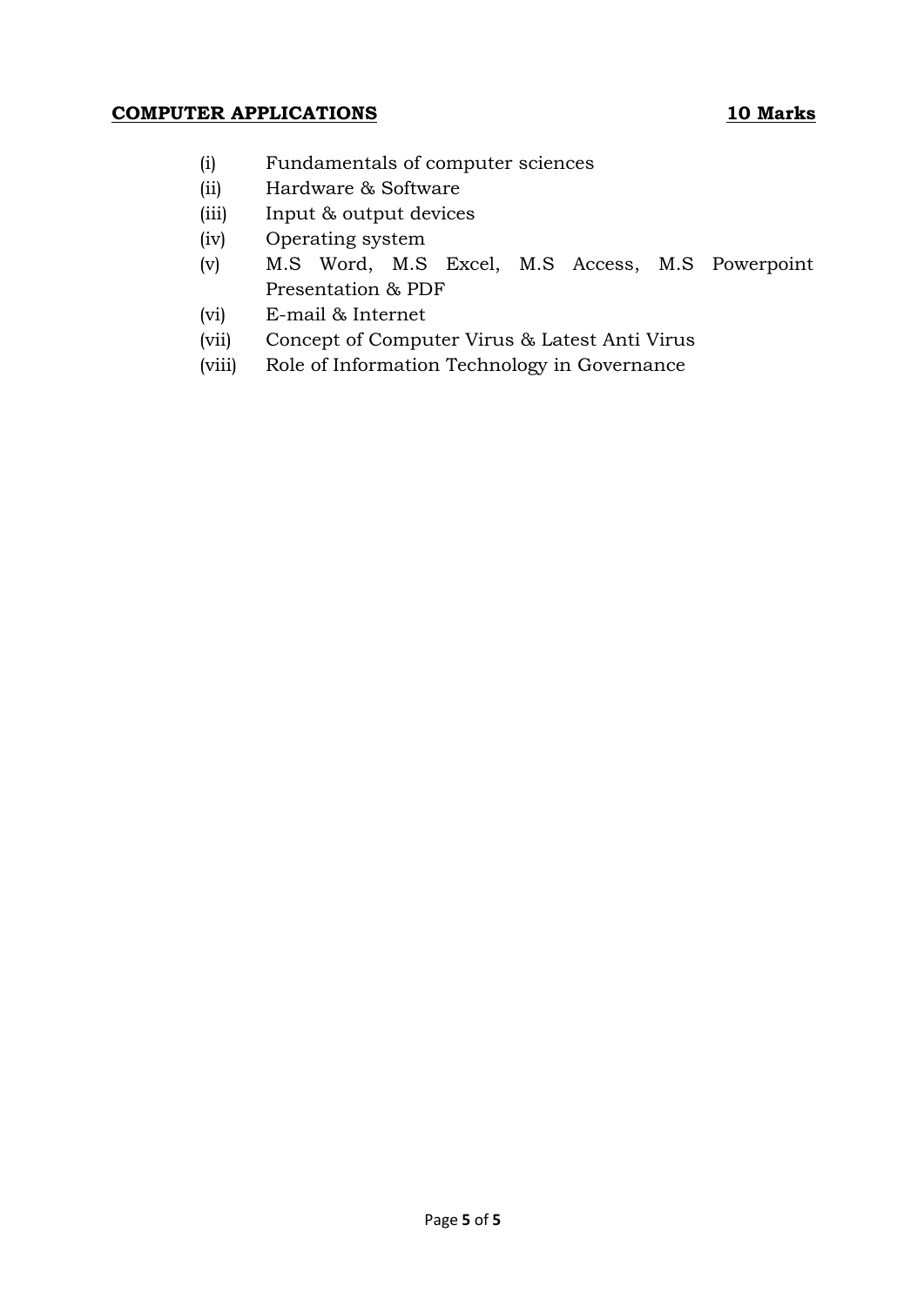**COMPUTER APPLICATIONS** **10 Marks**

(i) Fundamentals of computer sciences
(ii) Hardware & Software
(iii) Input & output devices
(iv) Operating system
(v) M.S Word, M.S Excel, M.S Access, M.S Powerpoint Presentation & PDF
(vi) E-mail & Internet
(vii) Concept of Computer Virus & Latest Anti Virus
(viii) Role of Information Technology in Governance